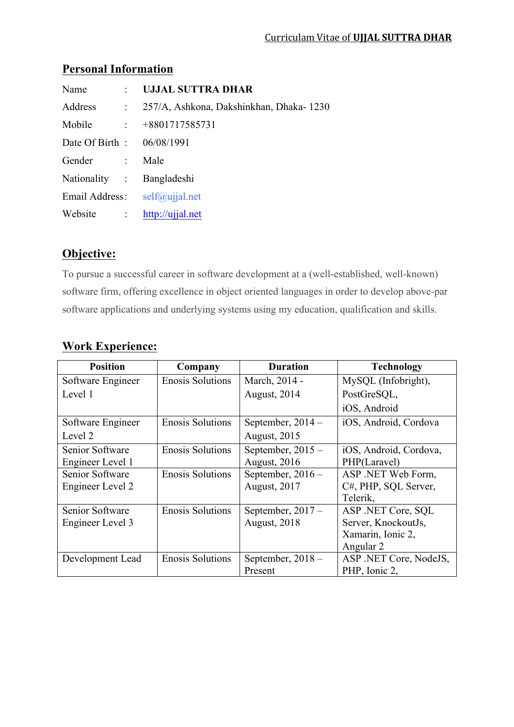Curriculam Vitae of **UJJAL SUTTRA DHAR**

## Personal Information

| | | |
|---|---|---|
| Name | : | **UJJAL SUTTRA DHAR** |
| Address | : | 257/A, Ashkona, Dakshinkhan, Dhaka- 1230 |
| Mobile | : | +8801717585731 |
| Date Of Birth | : | 06/08/1991 |
| Gender | : | Male |
| Nationality | : | Bangladeshi |
| Email Address | : | self@ujjal.net |
| Website | : | http://ujjal.net |

## Objective:

To pursue a successful career in software development at a (well-established, well-known) software firm, offering excellence in object oriented languages in order to develop above-par software applications and underlying systems using my education, qualification and skills.

## Work Experience:

| Position | Company | Duration | Technology |
|---|---|---|---|
| Software Engineer Level 1 | Enosis Solutions | March, 2014 - August, 2014 | MySQL (Infobright), PostGreSQL, iOS, Android |
| Software Engineer Level 2 | Enosis Solutions | September, 2014 – August, 2015 | iOS, Android, Cordova |
| Senior Software Engineer Level 1 | Enosis Solutions | September, 2015 – August, 2016 | iOS, Android, Cordova, PHP(Laravel) |
| Senior Software Engineer Level 2 | Enosis Solutions | September, 2016 – August, 2017 | ASP .NET Web Form, C#, PHP, SQL Server, Telerik, |
| Senior Software Engineer Level 3 | Enosis Solutions | September, 2017 – August, 2018 | ASP .NET Core, SQL Server, KnockoutJs, Xamarin, Ionic 2, Angular 2 |
| Development Lead | Enosis Solutions | September, 2018 – Present | ASP .NET Core, NodeJS, PHP, Ionic 2, |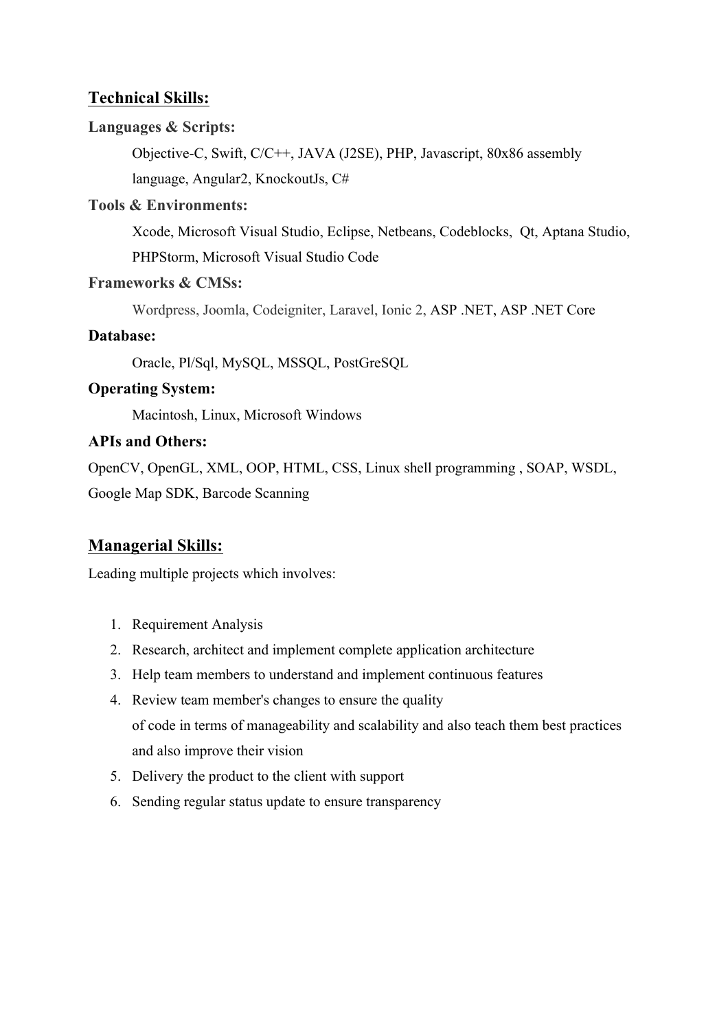## Technical Skills:

**Languages & Scripts:**

Objective-C, Swift, C/C++, JAVA (J2SE), PHP, Javascript, 80x86 assembly language, Angular2, KnockoutJs, C#

**Tools & Environments:**

Xcode, Microsoft Visual Studio, Eclipse, Netbeans, Codeblocks, Qt, Aptana Studio, PHPStorm, Microsoft Visual Studio Code

**Frameworks & CMSs:**

Wordpress, Joomla, Codeigniter, Laravel, Ionic 2, ASP .NET, ASP .NET Core

**Database:**

Oracle, Pl/Sql, MySQL, MSSQL, PostGreSQL

**Operating System:**

Macintosh, Linux, Microsoft Windows

**APIs and Others:**

OpenCV, OpenGL, XML, OOP, HTML, CSS, Linux shell programming , SOAP, WSDL, Google Map SDK, Barcode Scanning

## Managerial Skills:

Leading multiple projects which involves:

1. Requirement Analysis
2. Research, architect and implement complete application architecture
3. Help team members to understand and implement continuous features
4. Review team member's changes to ensure the quality of code in terms of manageability and scalability and also teach them best practices and also improve their vision
5. Delivery the product to the client with support
6. Sending regular status update to ensure transparency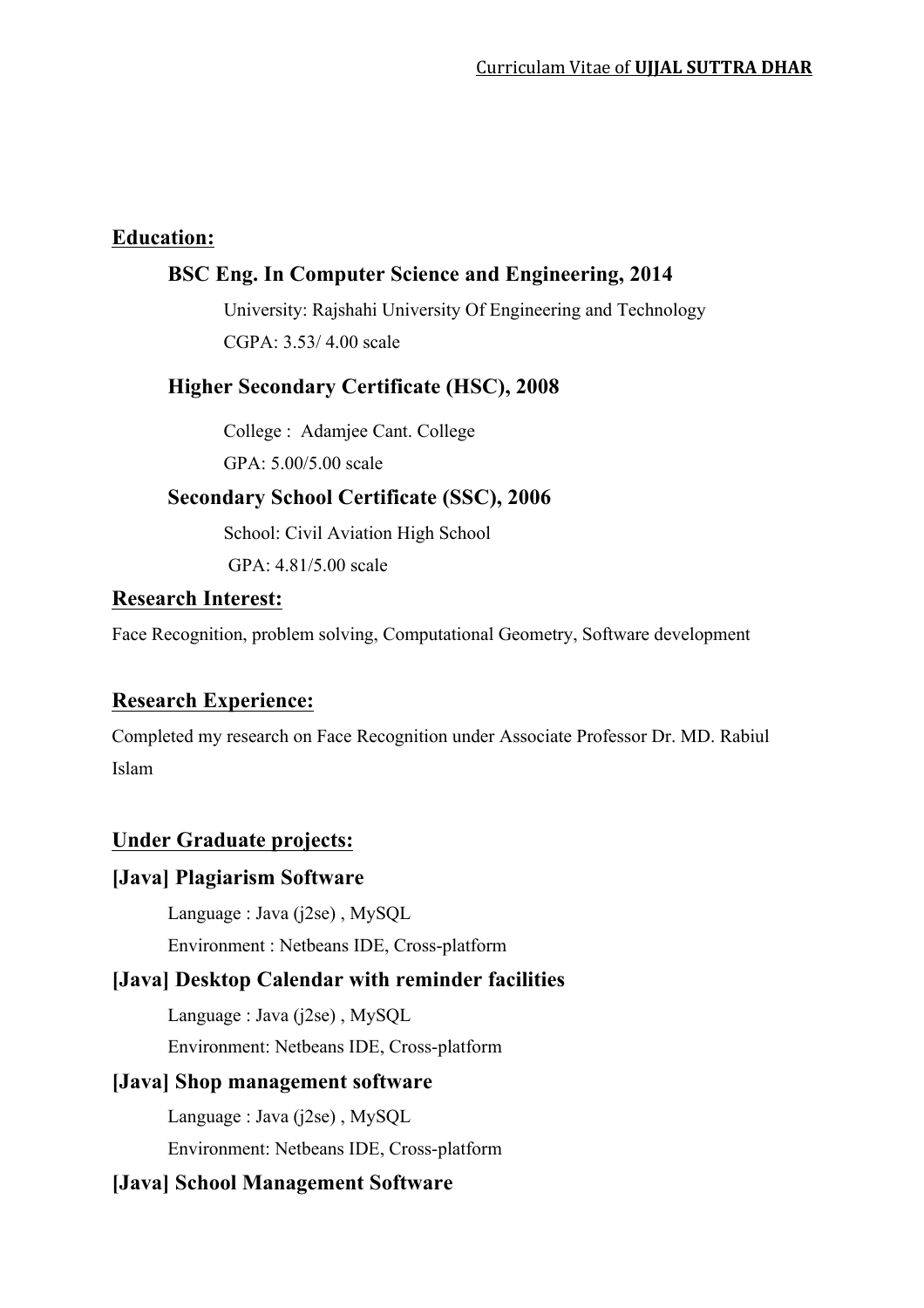## Education:

### BSC Eng. In Computer Science and Engineering, 2014

University: Rajshahi University Of Engineering and Technology

CGPA: 3.53/ 4.00 scale

### Higher Secondary Certificate (HSC), 2008

College : Adamjee Cant. College

GPA: 5.00/5.00 scale

### Secondary School Certificate (SSC), 2006

School: Civil Aviation High School

GPA: 4.81/5.00 scale

## Research Interest:

Face Recognition, problem solving, Computational Geometry, Software development

## Research Experience:

Completed my research on Face Recognition under Associate Professor Dr. MD. Rabiul Islam

## Under Graduate projects:

### [Java] Plagiarism Software

Language : Java (j2se) , MySQL

Environment : Netbeans IDE, Cross-platform

### [Java] Desktop Calendar with reminder facilities

Language : Java (j2se) , MySQL

Environment: Netbeans IDE, Cross-platform

### [Java] Shop management software

Language : Java (j2se) , MySQL

Environment: Netbeans IDE, Cross-platform

### [Java] School Management Software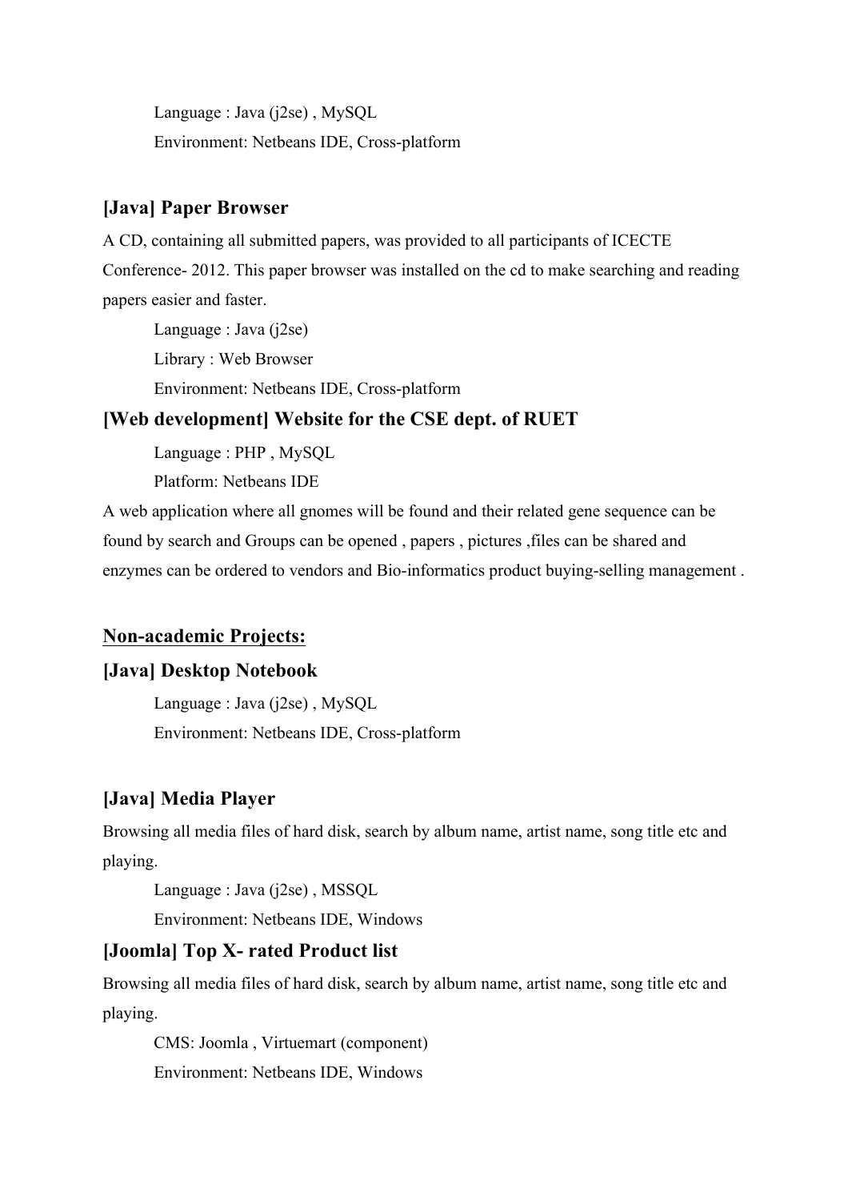Language : Java (j2se) , MySQL

Environment: Netbeans IDE, Cross-platform

### [Java] Paper Browser

A CD, containing all submitted papers, was provided to all participants of ICECTE Conference- 2012. This paper browser was installed on the cd to make searching and reading papers easier and faster.

Language : Java (j2se)

Library : Web Browser

Environment: Netbeans IDE, Cross-platform

### [Web development] Website for the CSE dept. of RUET

Language : PHP , MySQL

Platform: Netbeans IDE

A web application where all gnomes will be found and their related gene sequence can be found by search and Groups can be opened , papers , pictures ,files can be shared and enzymes can be ordered to vendors and Bio-informatics product buying-selling management .

## Non-academic Projects:

### [Java] Desktop Notebook

Language : Java (j2se) , MySQL

Environment: Netbeans IDE, Cross-platform

### [Java] Media Player

Browsing all media files of hard disk, search by album name, artist name, song title etc and playing.

Language : Java (j2se) , MSSQL

Environment: Netbeans IDE, Windows

### [Joomla] Top X- rated Product list

Browsing all media files of hard disk, search by album name, artist name, song title etc and playing.

CMS: Joomla , Virtuemart (component)

Environment: Netbeans IDE, Windows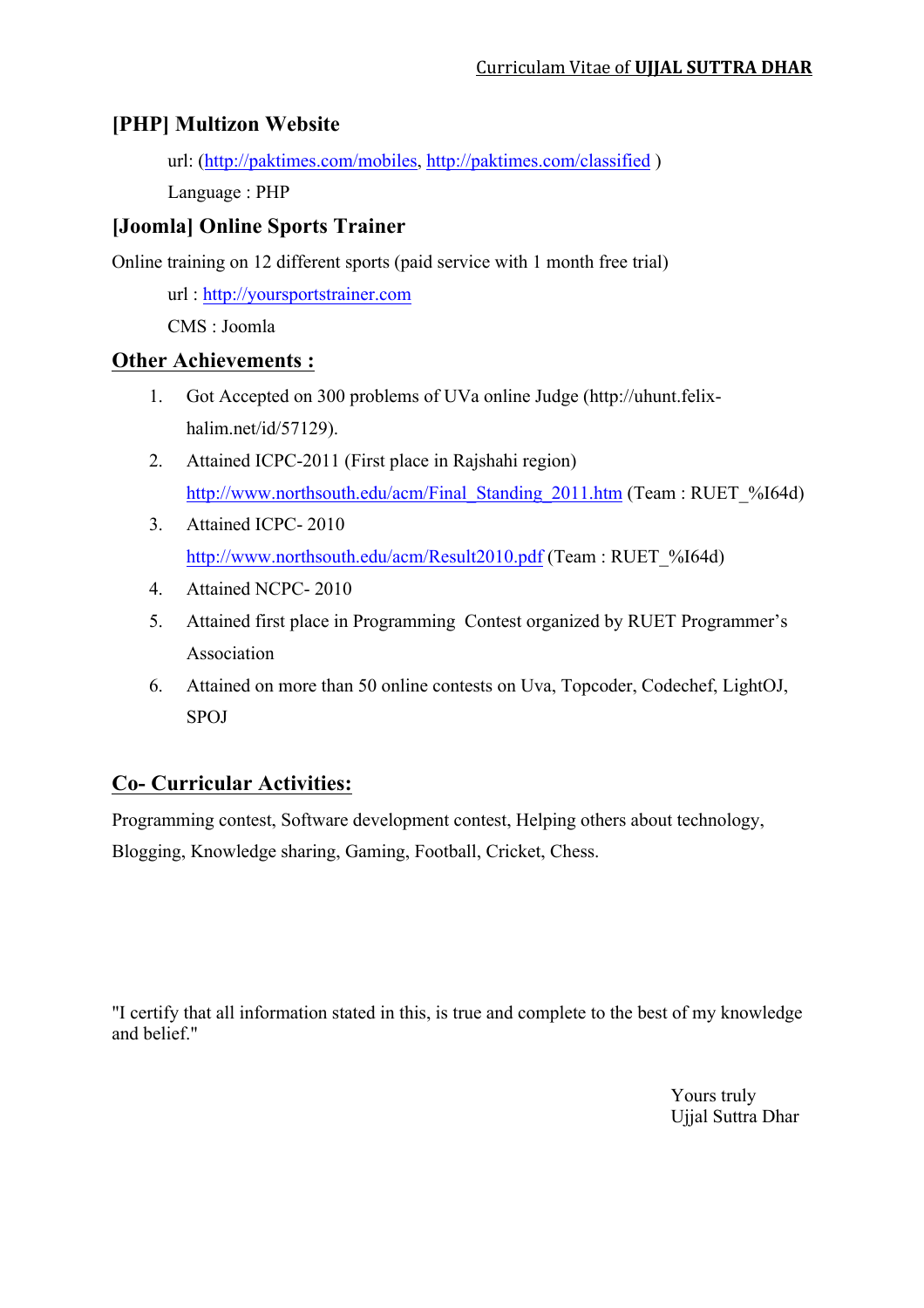### [PHP] Multizon Website

url: (http://paktimes.com/mobiles, http://paktimes.com/classified )

Language : PHP

### [Joomla] Online Sports Trainer

Online training on 12 different sports (paid service with 1 month free trial)

url : http://yoursportstrainer.com

CMS : Joomla

## Other Achievements :

1. Got Accepted on 300 problems of UVa online Judge (http://uhunt.felix-halim.net/id/57129).
2. Attained ICPC-2011 (First place in Rajshahi region) http://www.northsouth.edu/acm/Final_Standing_2011.htm (Team : RUET_%I64d)
3. Attained ICPC- 2010 http://www.northsouth.edu/acm/Result2010.pdf (Team : RUET_%I64d)
4. Attained NCPC- 2010
5. Attained first place in Programming Contest organized by RUET Programmer's Association
6. Attained on more than 50 online contests on Uva, Topcoder, Codechef, LightOJ, SPOJ

## Co- Curricular Activities:

Programming contest, Software development contest, Helping others about technology, Blogging, Knowledge sharing, Gaming, Football, Cricket, Chess.

"I certify that all information stated in this, is true and complete to the best of my knowledge and belief."

Yours truly
Ujjal Suttra Dhar